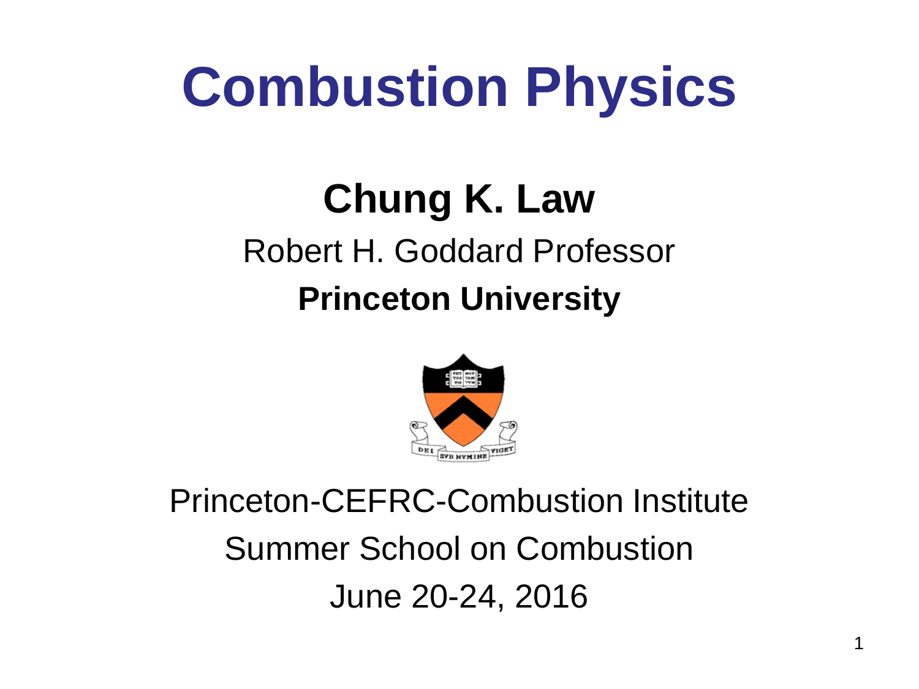# Combustion Physics

## Chung K. Law

Robert H. Goddard Professor

**Princeton University**

Princeton-CEFRC-Combustion Institute

Summer School on Combustion

June 20-24, 2016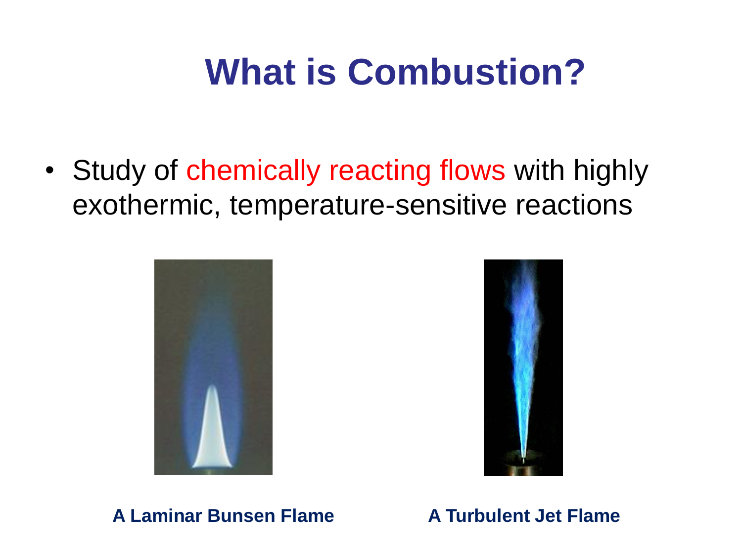# What is Combustion?

- Study of chemically reacting flows with highly exothermic, temperature-sensitive reactions

**A Laminar Bunsen Flame**

**A Turbulent Jet Flame**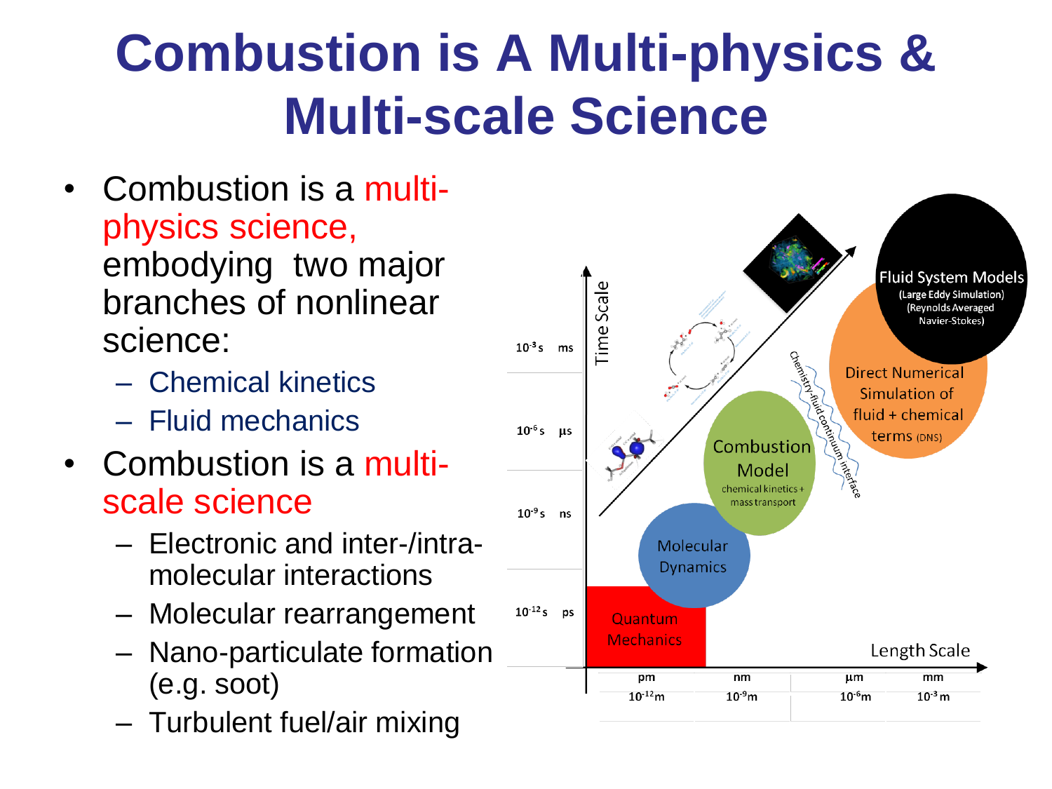# Combustion is A Multi-physics & Multi-scale Science

- Combustion is a multi-physics science, embodying two major branches of nonlinear science:
  - Chemical kinetics
  - Fluid mechanics
- Combustion is a multi-scale science
  - Electronic and inter-/intra-molecular interactions
  - Molecular rearrangement
  - Nano-particulate formation (e.g. soot)
  - Turbulent fuel/air mixing

Time Scale

$10^{-3}$ s ms

$10^{-6}$ s μs

$10^{-9}$ s ns

$10^{-12}$ s ps

Length Scale

pm $10^{-12}$m

nm $10^{-9}$m

μm $10^{-6}$m

mm $10^{-3}$ m

Quantum Mechanics

Molecular Dynamics

Combustion Model (chemical kinetics + mass transport)

Direct Numerical Simulation of fluid + chemical terms (DNS)

Fluid System Models (Large Eddy Simulation) (Reynolds Averaged Navier-Stokes)

Chemistry-fluid continuum interface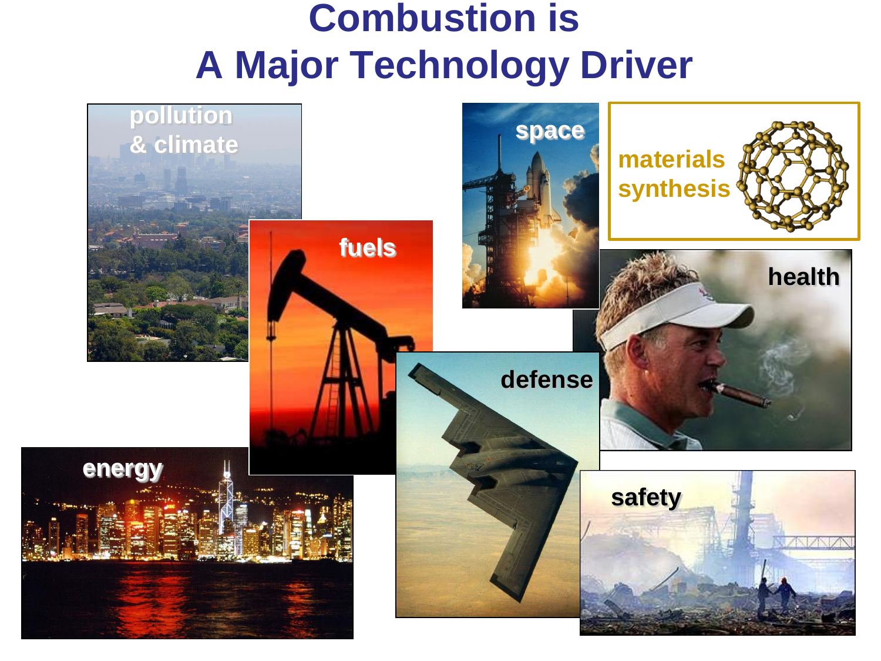# Combustion is A Major Technology Driver

pollution & climate

fuels

space

materials synthesis

health

defense

energy

safety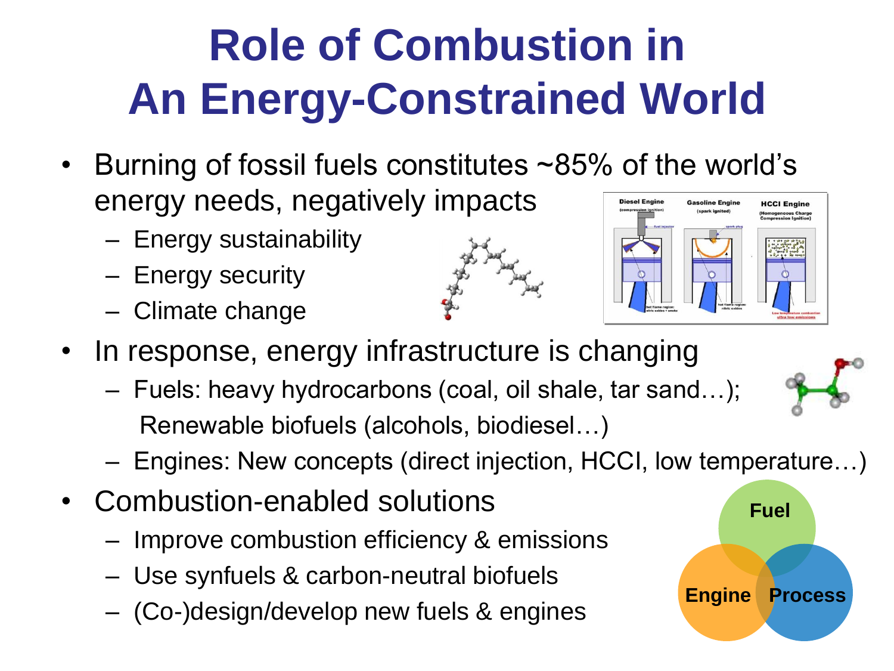# Role of Combustion in An Energy-Constrained World

- Burning of fossil fuels constitutes ~85% of the world's energy needs, negatively impacts
  - Energy sustainability
  - Energy security
  - Climate change
- In response, energy infrastructure is changing
  - Fuels: heavy hydrocarbons (coal, oil shale, tar sand…); Renewable biofuels (alcohols, biodiesel…)
  - Engines: New concepts (direct injection, HCCI, low temperature…)
- Combustion-enabled solutions
  - Improve combustion efficiency & emissions
  - Use synfuels & carbon-neutral biofuels
  - (Co-)design/develop new fuels & engines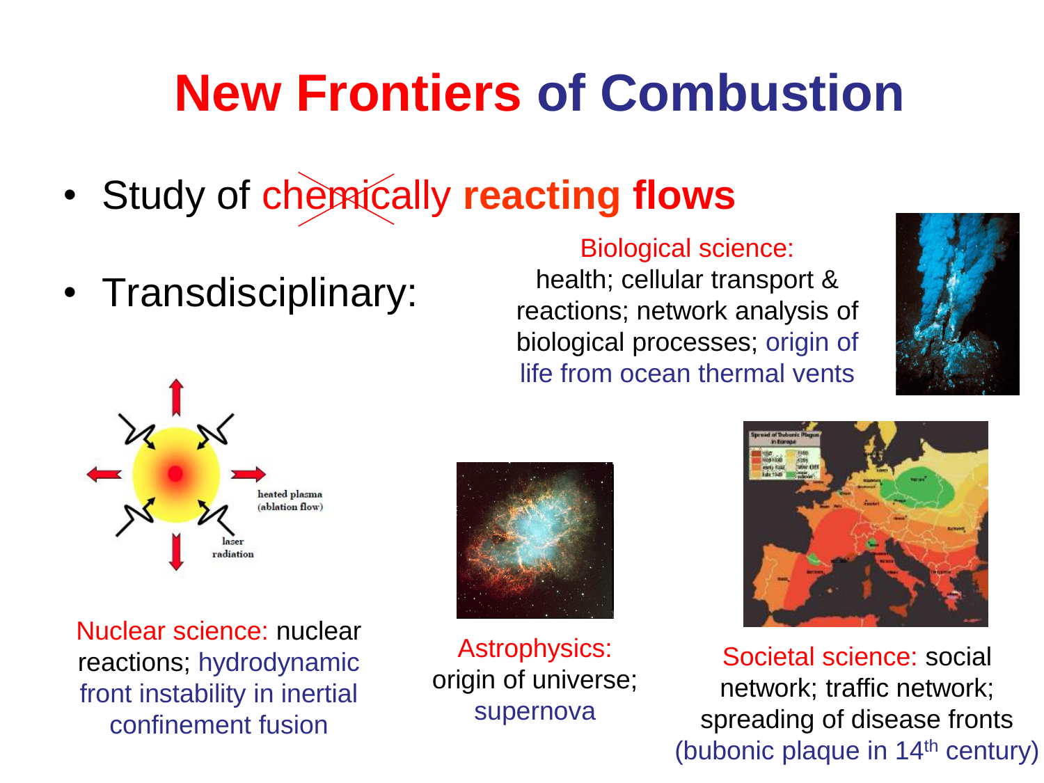# New Frontiers of Combustion

- Study of ~~chemically~~ **reacting flows**
- Transdisciplinary:

Biological science: health; cellular transport & reactions; network analysis of biological processes; origin of life from ocean thermal vents

Nuclear science: nuclear reactions; hydrodynamic front instability in inertial confinement fusion

Astrophysics: origin of universe; supernova

Societal science: social network; traffic network; spreading of disease fronts (bubonic plaque in 14th century)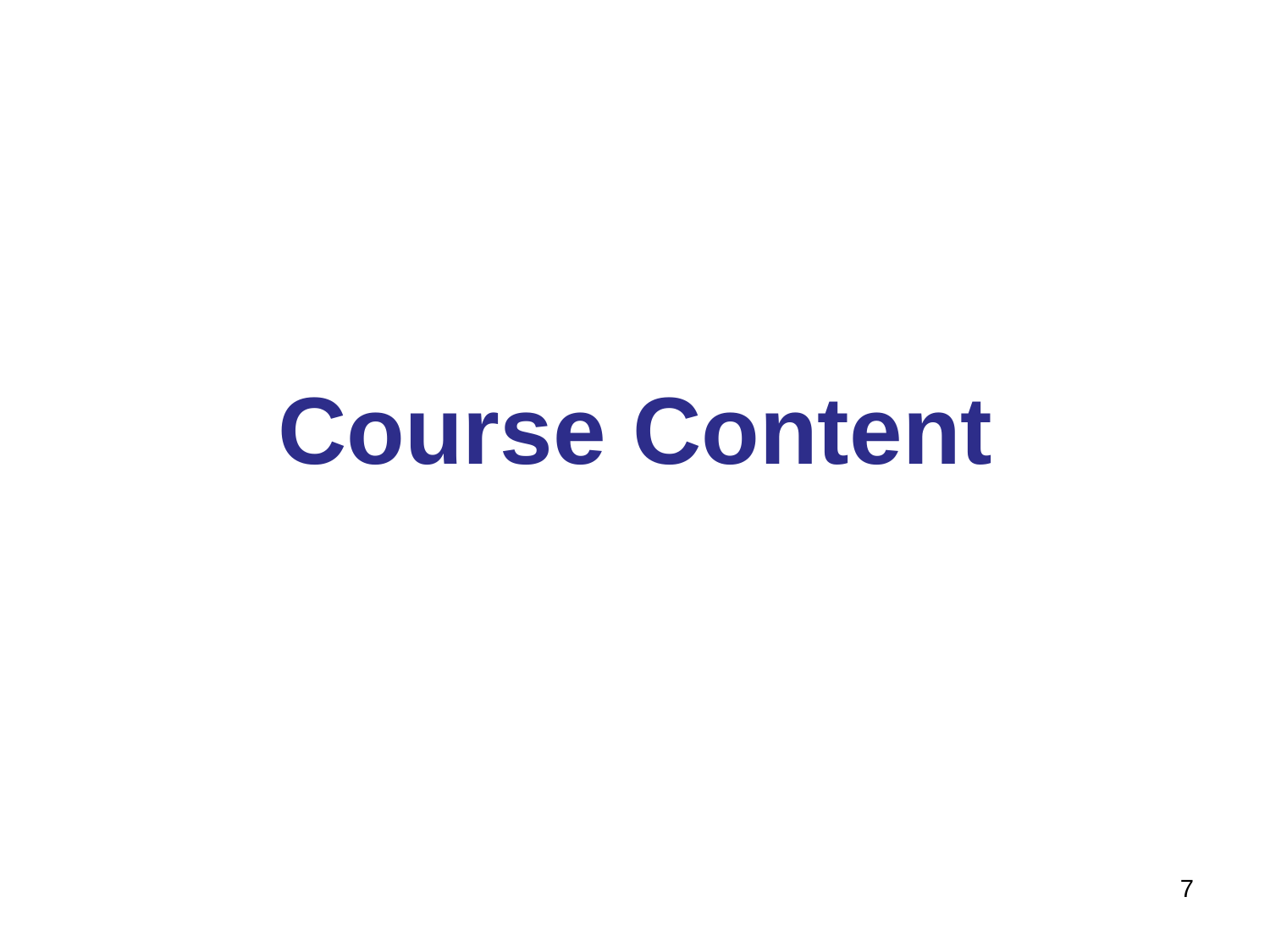# Course Content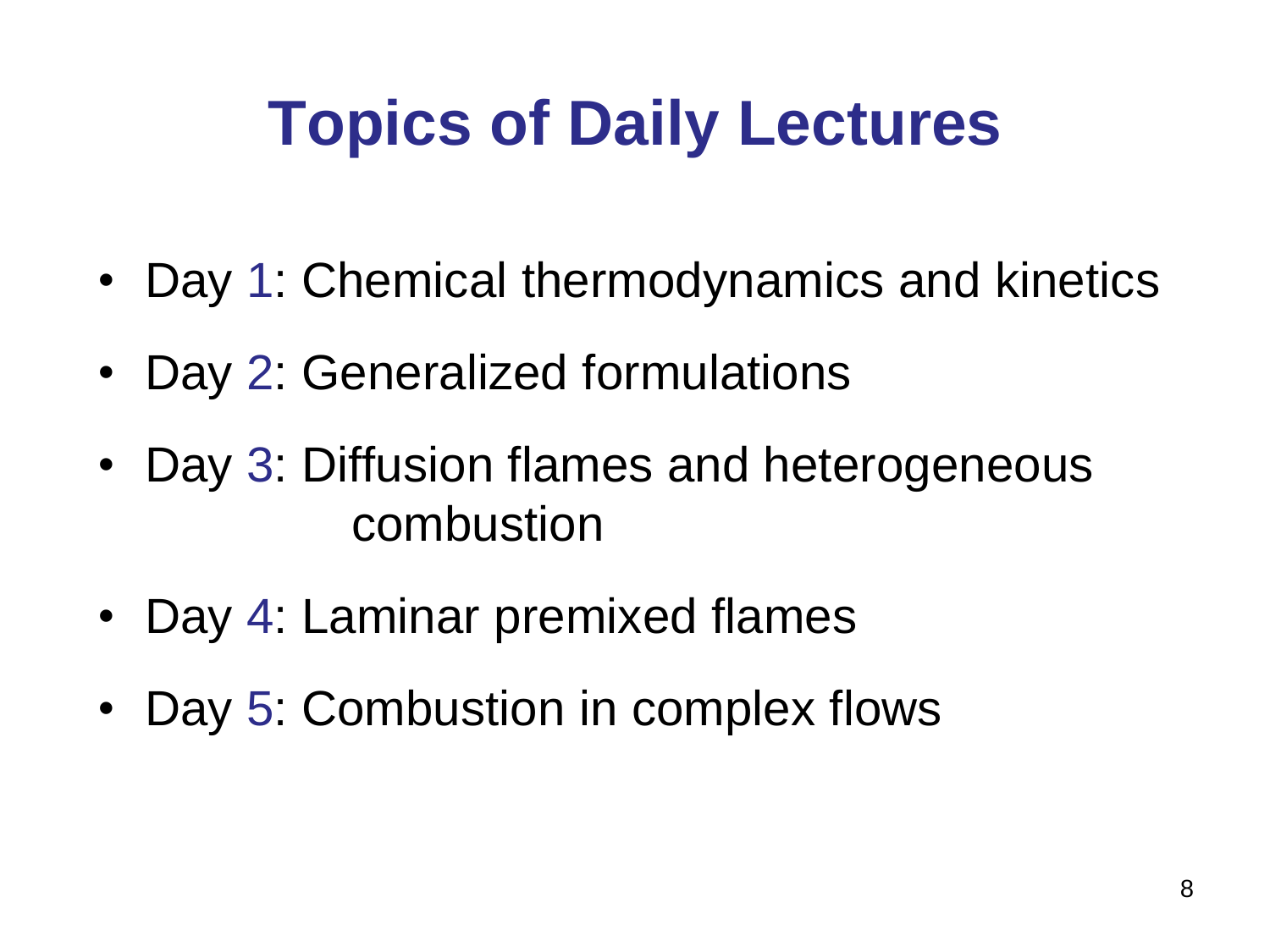# Topics of Daily Lectures

- Day 1: Chemical thermodynamics and kinetics
- Day 2: Generalized formulations
- Day 3: Diffusion flames and heterogeneous combustion
- Day 4: Laminar premixed flames
- Day 5: Combustion in complex flows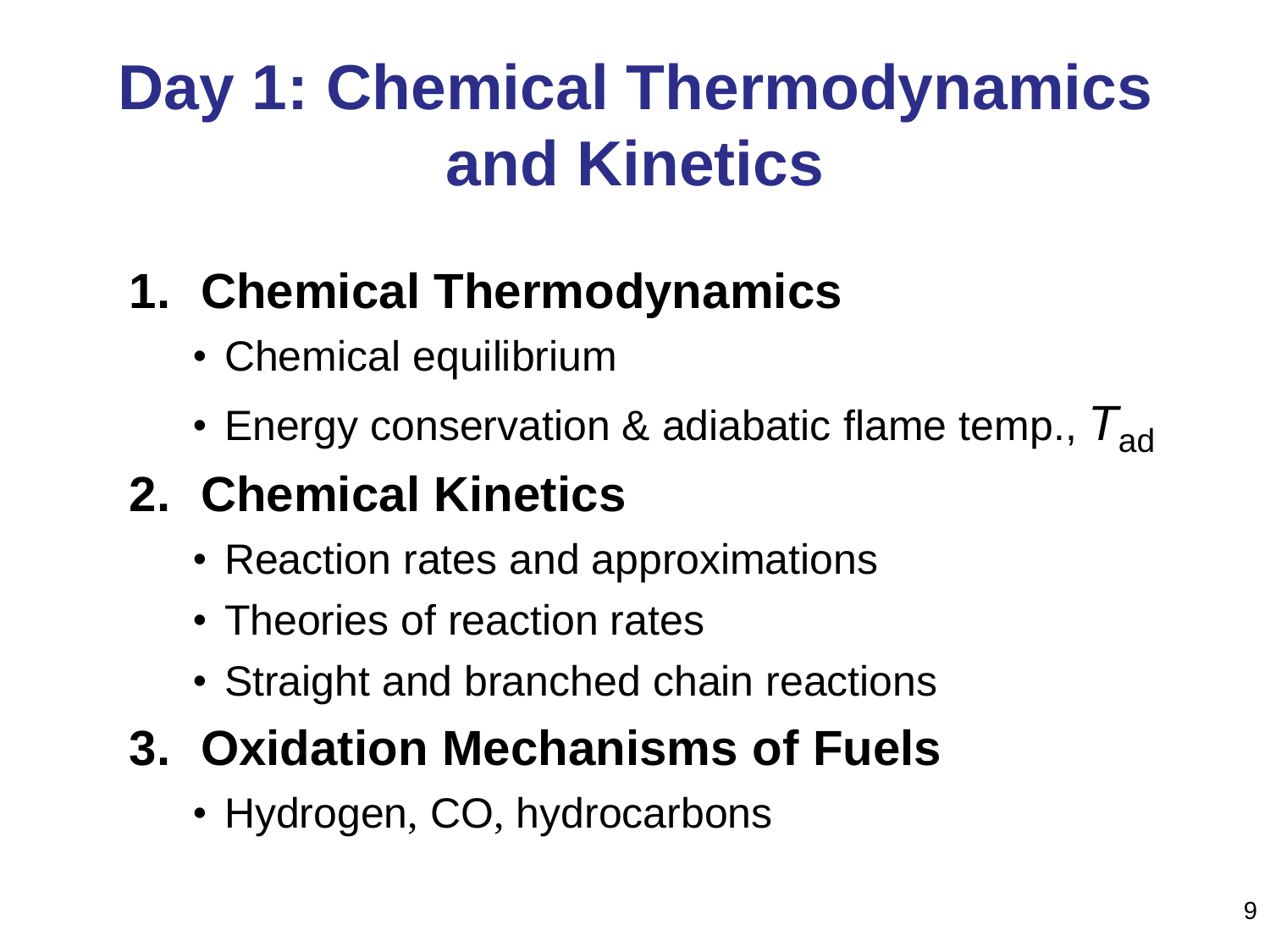# Day 1: Chemical Thermodynamics and Kinetics

1. **Chemical Thermodynamics**
   - Chemical equilibrium
   - Energy conservation & adiabatic flame temp., $T_{ad}$
2. **Chemical Kinetics**
   - Reaction rates and approximations
   - Theories of reaction rates
   - Straight and branched chain reactions
3. **Oxidation Mechanisms of Fuels**
   - Hydrogen, CO, hydrocarbons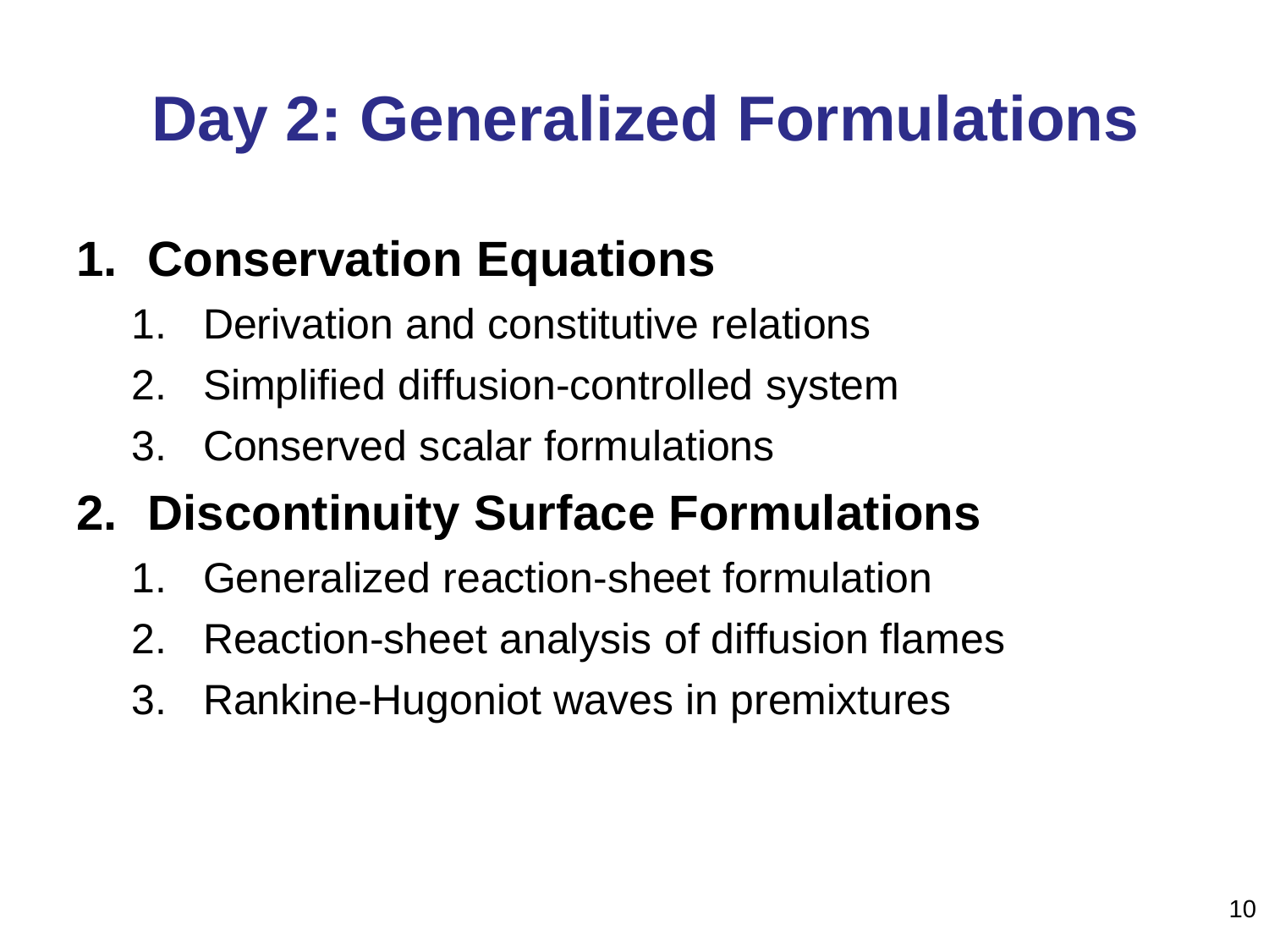# Day 2: Generalized Formulations

1. **Conservation Equations**
    1. Derivation and constitutive relations
    2. Simplified diffusion-controlled system
    3. Conserved scalar formulations
2. **Discontinuity Surface Formulations**
    1. Generalized reaction-sheet formulation
    2. Reaction-sheet analysis of diffusion flames
    3. Rankine-Hugoniot waves in premixtures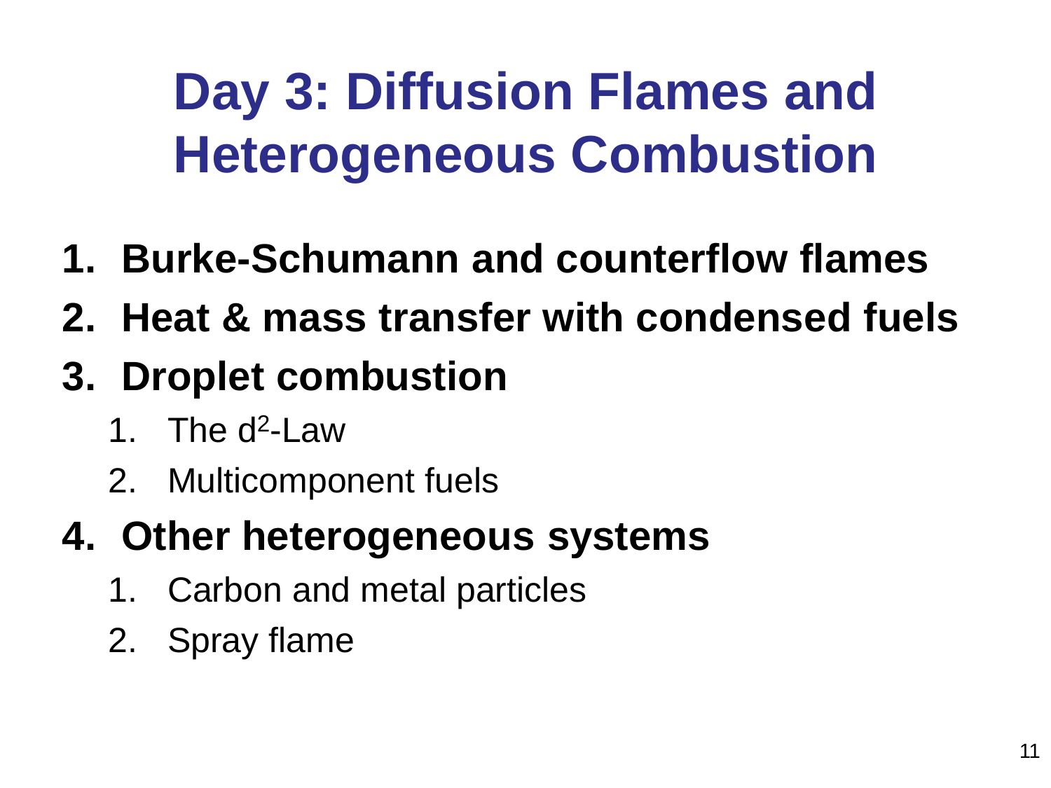# Day 3: Diffusion Flames and Heterogeneous Combustion

1. **Burke-Schumann and counterflow flames**
2. **Heat & mass transfer with condensed fuels**
3. **Droplet combustion**
   1. The $d^2$-Law
   2. Multicomponent fuels
4. **Other heterogeneous systems**
   1. Carbon and metal particles
   2. Spray flame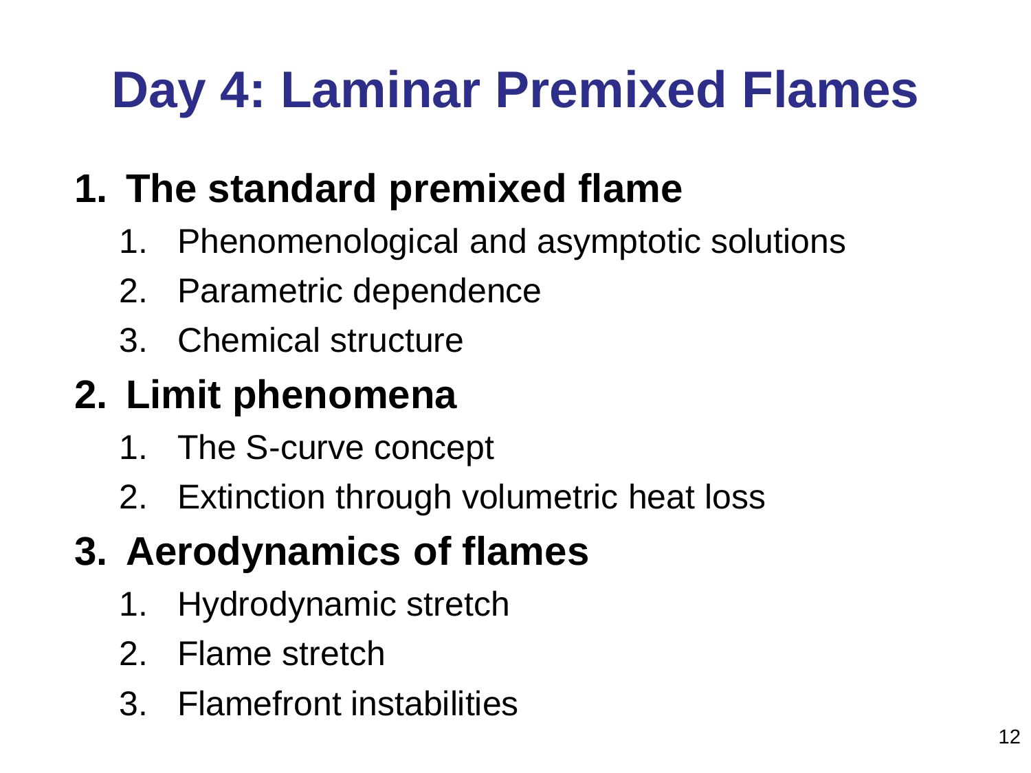# Day 4: Laminar Premixed Flames

1. **The standard premixed flame**
   1. Phenomenological and asymptotic solutions
   2. Parametric dependence
   3. Chemical structure
2. **Limit phenomena**
   1. The S-curve concept
   2. Extinction through volumetric heat loss
3. **Aerodynamics of flames**
   1. Hydrodynamic stretch
   2. Flame stretch
   3. Flamefront instabilities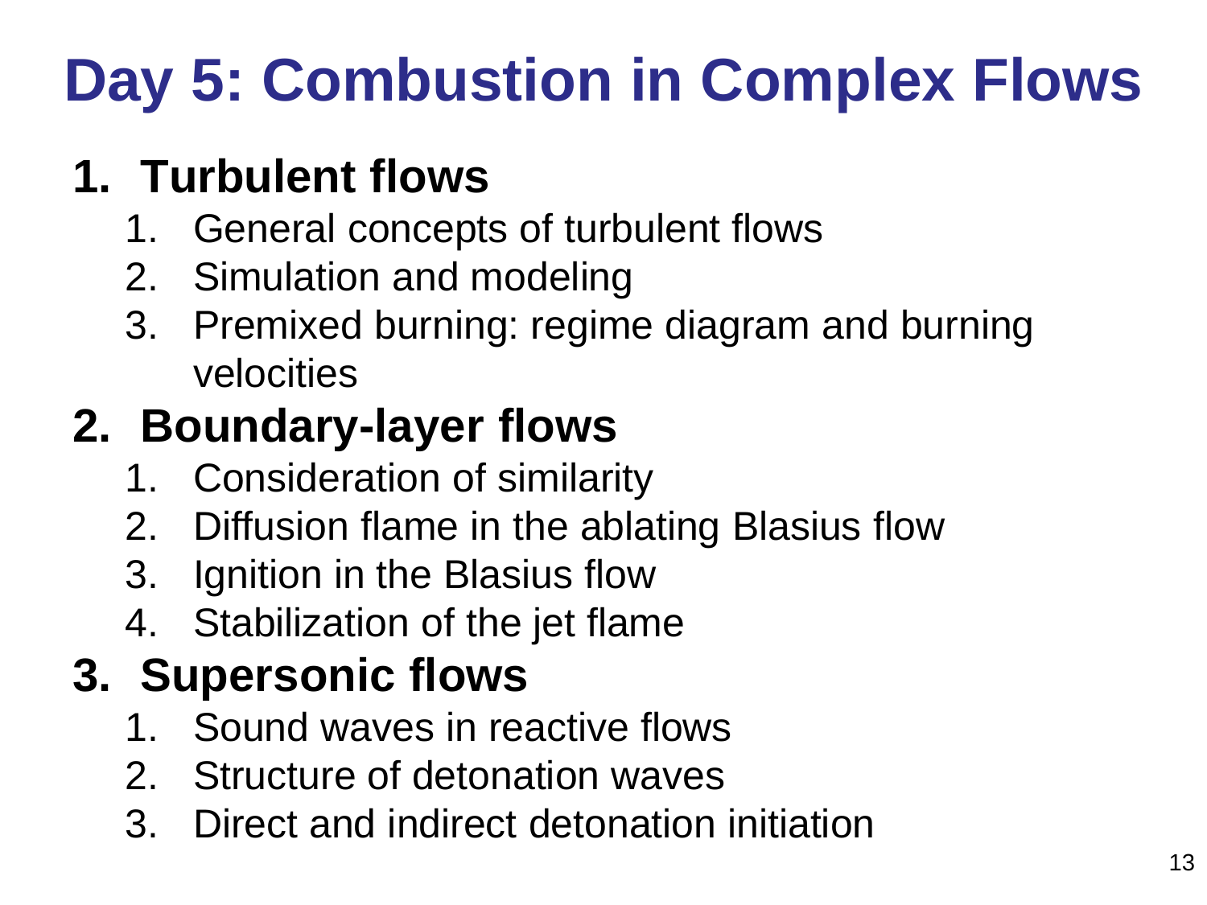# Day 5: Combustion in Complex Flows

1. **Turbulent flows**
   1. General concepts of turbulent flows
   2. Simulation and modeling
   3. Premixed burning: regime diagram and burning velocities
2. **Boundary-layer flows**
   1. Consideration of similarity
   2. Diffusion flame in the ablating Blasius flow
   3. Ignition in the Blasius flow
   4. Stabilization of the jet flame
3. **Supersonic flows**
   1. Sound waves in reactive flows
   2. Structure of detonation waves
   3. Direct and indirect detonation initiation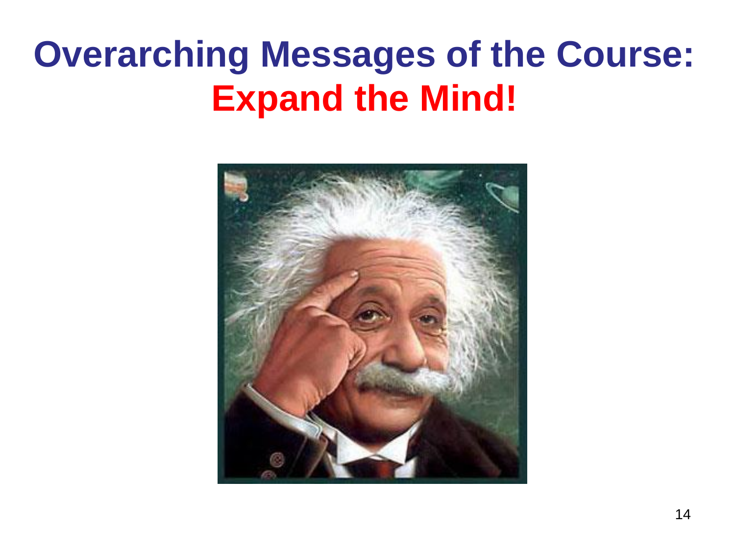# Overarching Messages of the Course: Expand the Mind!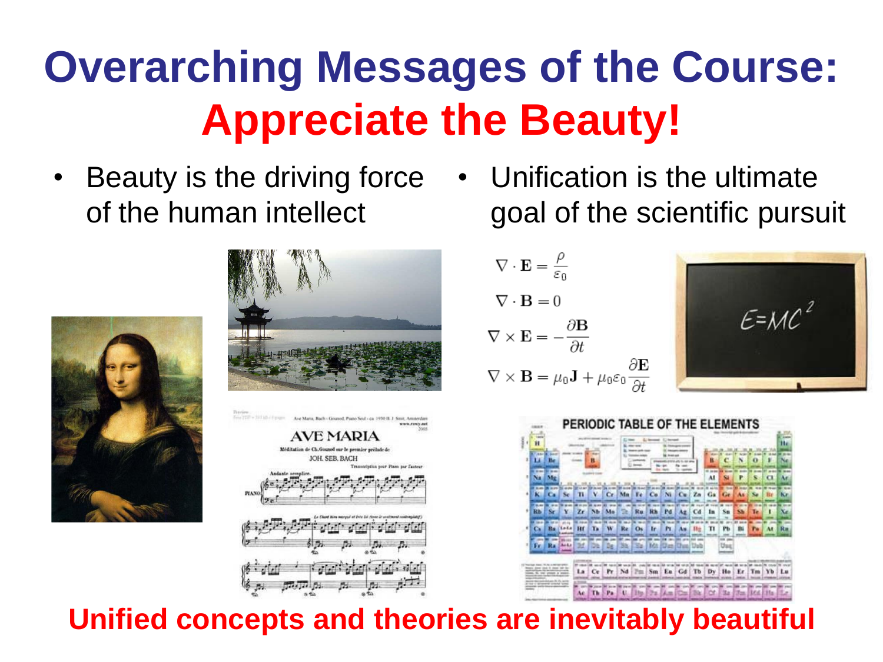# Overarching Messages of the Course: Appreciate the Beauty!

- Beauty is the driving force of the human intellect
- Unification is the ultimate goal of the scientific pursuit

$$\nabla \cdot \mathbf{E} = \frac{\rho}{\varepsilon_0}$$

$$\nabla \cdot \mathbf{B} = 0$$

$$\nabla \times \mathbf{E} = -\frac{\partial \mathbf{B}}{\partial t}$$

$$\nabla \times \mathbf{B} = \mu_0 \mathbf{J} + \mu_0 \varepsilon_0 \frac{\partial \mathbf{E}}{\partial t}$$

$$E = MC^2$$

**Unified concepts and theories are inevitably beautiful**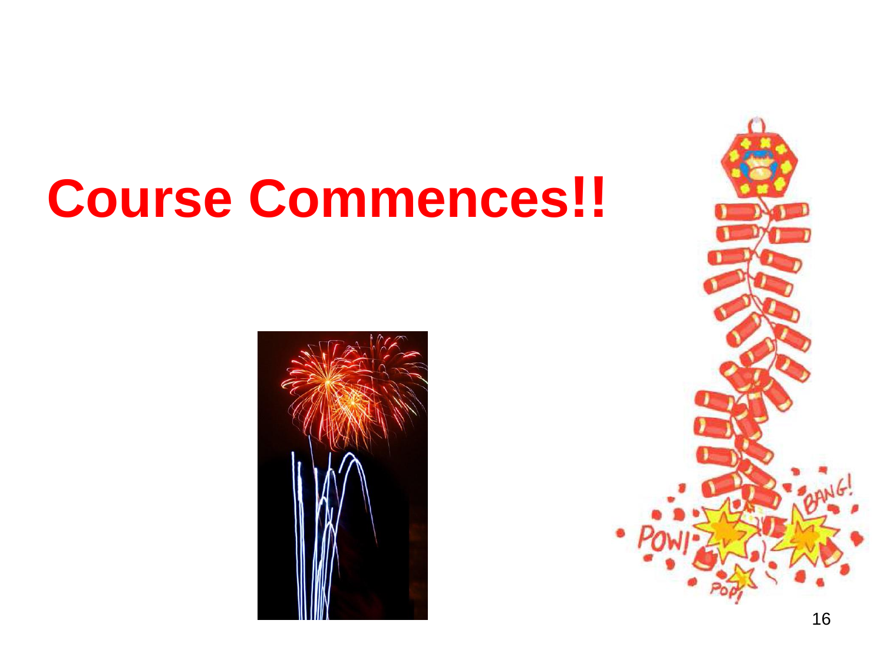# Course Commences!!